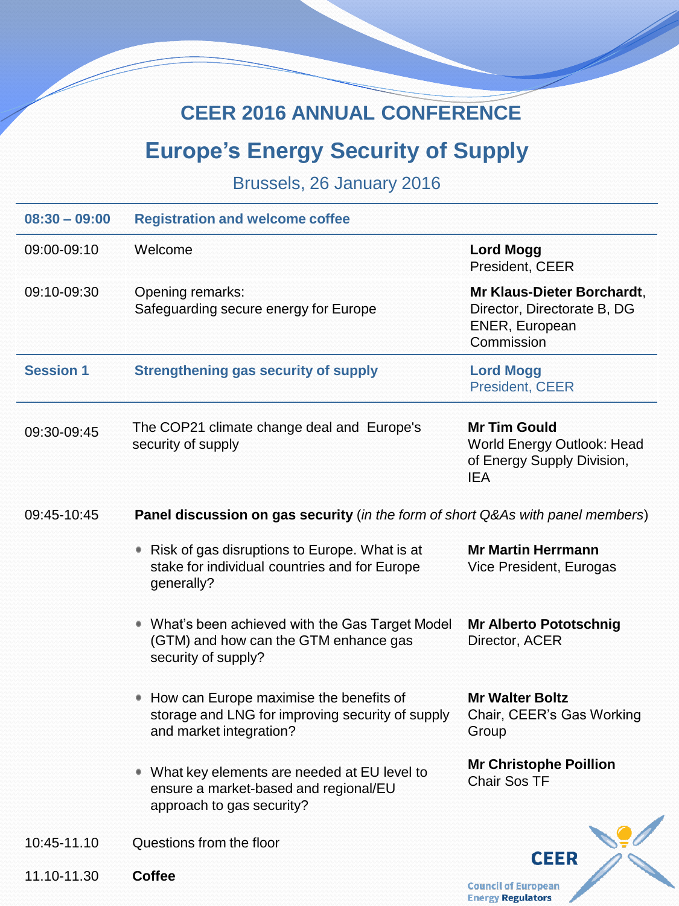# CEER 2016 ANNUAL CONFERENCE

## Europe's Energy Security of Supply

Brussels, 26 January 2016

| | | |
|---|---|---|
| **08:30 – 09:00** | **Registration and welcome coffee** | |
| 09:00-09:10 | Welcome | **Lord Mogg** President, CEER |
| 09:10-09:30 | Opening remarks: Safeguarding secure energy for Europe | **Mr Klaus-Dieter Borchardt**, Director, Directorate B, DG ENER, European Commission |
| **Session 1** | **Strengthening gas security of supply** | **Lord Mogg** President, CEER |
| 09:30-09:45 | The COP21 climate change deal and Europe's security of supply | **Mr Tim Gould** World Energy Outlook: Head of Energy Supply Division, IEA |
| 09:45-10:45 | **Panel discussion on gas security** (*in the form of short Q&As with panel members*) | |
| | • Risk of gas disruptions to Europe. What is at stake for individual countries and for Europe generally? | **Mr Martin Herrmann** Vice President, Eurogas |
| | • What's been achieved with the Gas Target Model (GTM) and how can the GTM enhance gas security of supply? | **Mr Alberto Pototschnig** Director, ACER |
| | • How can Europe maximise the benefits of storage and LNG for improving security of supply and market integration? | **Mr Walter Boltz** Chair, CEER's Gas Working Group |
| | • What key elements are needed at EU level to ensure a market-based and regional/EU approach to gas security? | **Mr Christophe Poillion** Chair Sos TF |
| 10:45-11.10 | Questions from the floor | |
| 11.10-11.30 | **Coffee** | |

CEER Council of European Energy Regulators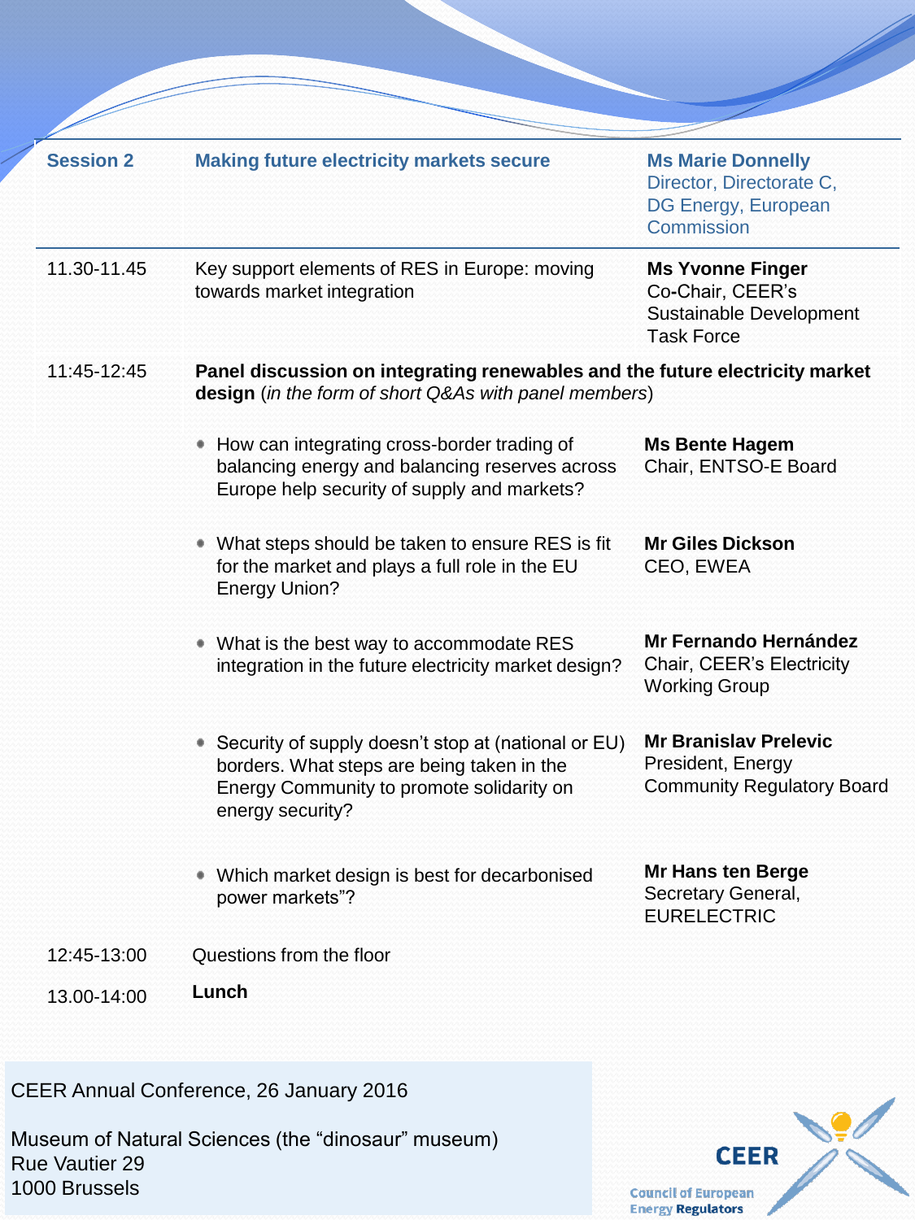| Session 2 | Making future electricity markets secure | Ms Marie Donnelly<br>Director, Directorate C, DG Energy, European Commission |
|---|---|---|
| 11.30-11.45 | Key support elements of RES in Europe: moving towards market integration | **Ms Yvonne Finger**<br>Co-Chair, CEER's Sustainable Development Task Force |
| 11:45-12:45 | **Panel discussion on integrating renewables and the future electricity market design** (*in the form of short Q&As with panel members*) | |
| | • How can integrating cross-border trading of balancing energy and balancing reserves across Europe help security of supply and markets? | **Ms Bente Hagem**<br>Chair, ENTSO-E Board |
| | • What steps should be taken to ensure RES is fit for the market and plays a full role in the EU Energy Union? | **Mr Giles Dickson**<br>CEO, EWEA |
| | • What is the best way to accommodate RES integration in the future electricity market design? | **Mr Fernando Hernández**<br>Chair, CEER's Electricity Working Group |
| | • Security of supply doesn't stop at (national or EU) borders. What steps are being taken in the Energy Community to promote solidarity on energy security? | **Mr Branislav Prelevic**<br>President, Energy Community Regulatory Board |
| | • Which market design is best for decarbonised power markets"? | **Mr Hans ten Berge**<br>Secretary General, EURELECTRIC |
| 12:45-13:00 | Questions from the floor | |
| 13.00-14:00 | **Lunch** | |

CEER Annual Conference, 26 January 2016

Museum of Natural Sciences (the "dinosaur" museum)
Rue Vautier 29
1000 Brussels

CEER
Council of European Energy Regulators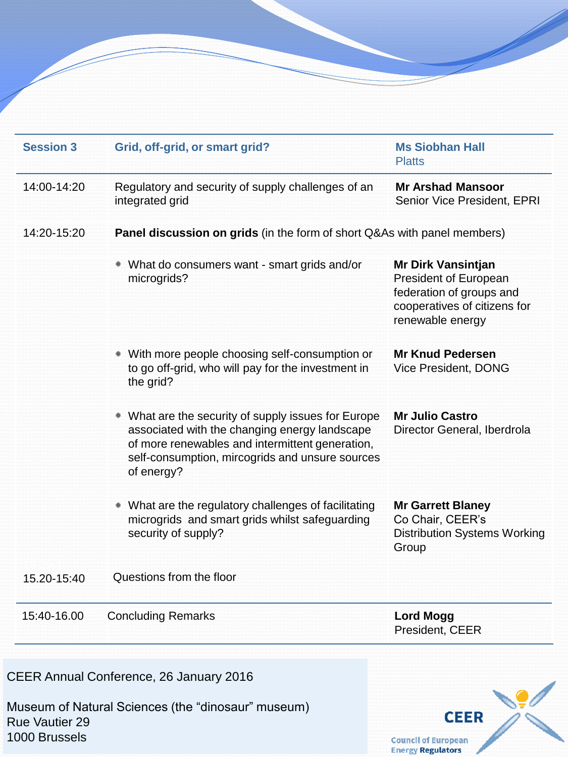| | | |
|---|---|---|
| **Session 3** | **Grid, off-grid, or smart grid?** | **Ms Siobhan Hall**<br>Platts |
| 14:00-14:20 | Regulatory and security of supply challenges of an integrated grid | **Mr Arshad Mansoor**<br>Senior Vice President, EPRI |
| 14:20-15:20 | **Panel discussion on grids** (in the form of short Q&As with panel members) | |
| | • What do consumers want - smart grids and/or microgrids? | **Mr Dirk Vansintjan**<br>President of European federation of groups and cooperatives of citizens for renewable energy |
| | • With more people choosing self-consumption or to go off-grid, who will pay for the investment in the grid? | **Mr Knud Pedersen**<br>Vice President, DONG |
| | • What are the security of supply issues for Europe associated with the changing energy landscape of more renewables and intermittent generation, self-consumption, mircogrids and unsure sources of energy? | **Mr Julio Castro**<br>Director General, Iberdrola |
| | • What are the regulatory challenges of facilitating microgrids and smart grids whilst safeguarding security of supply? | **Mr Garrett Blaney**<br>Co Chair, CEER's Distribution Systems Working Group |
| 15.20-15:40 | Questions from the floor | |
| 15:40-16.00 | Concluding Remarks | **Lord Mogg**<br>President, CEER |

CEER Annual Conference, 26 January 2016

Museum of Natural Sciences (the "dinosaur" museum)
Rue Vautier 29
1000 Brussels

CEER
Council of European Energy Regulators